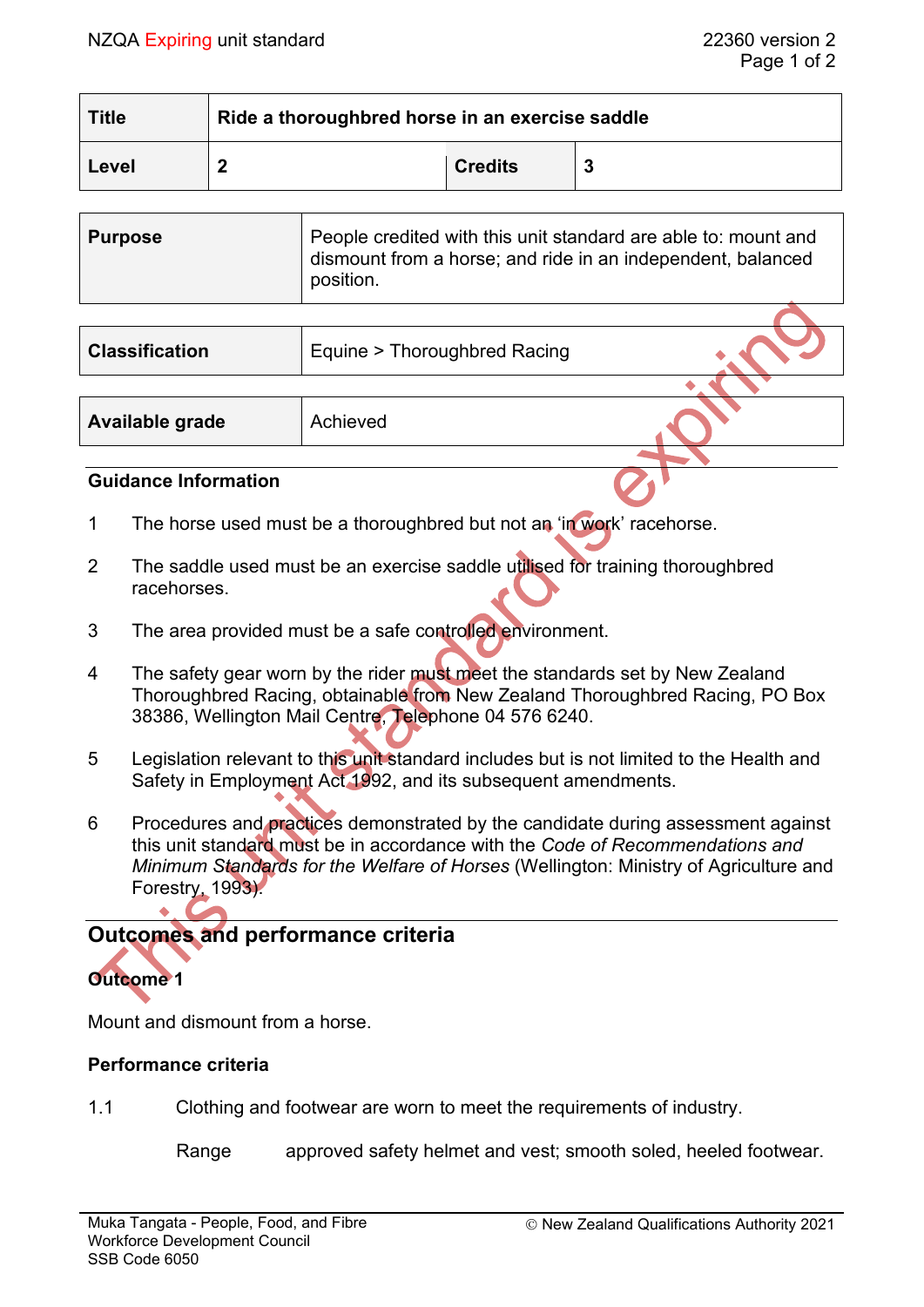| Title | Ride a thoroughbred horse in an exercise saddle | | |
| --- | --- | --- | --- |
| Level | 2 | Credits | 3 |

| Purpose | People credited with this unit standard are able to: mount and dismount from a horse; and ride in an independent, balanced position. |
| --- | --- |

| Classification | Equine > Thoroughbred Racing |
| --- | --- |

| Available grade | Achieved |
| --- | --- |

This unit standard is expiring

## Guidance Information

1. The horse used must be a thoroughbred but not an 'in work' racehorse.
2. The saddle used must be an exercise saddle utilised for training thoroughbred racehorses.
3. The area provided must be a safe controlled environment.
4. The safety gear worn by the rider must meet the standards set by New Zealand Thoroughbred Racing, obtainable from New Zealand Thoroughbred Racing, PO Box 38386, Wellington Mail Centre, Telephone 04 576 6240.
5. Legislation relevant to this unit standard includes but is not limited to the Health and Safety in Employment Act 1992, and its subsequent amendments.
6. Procedures and practices demonstrated by the candidate during assessment against this unit standard must be in accordance with the *Code of Recommendations and Minimum Standards for the Welfare of Horses* (Wellington: Ministry of Agriculture and Forestry, 1993).

# Outcomes and performance criteria

### Outcome 1

Mount and dismount from a horse.

### Performance criteria

1.1 Clothing and footwear are worn to meet the requirements of industry.

Range approved safety helmet and vest; smooth soled, heeled footwear.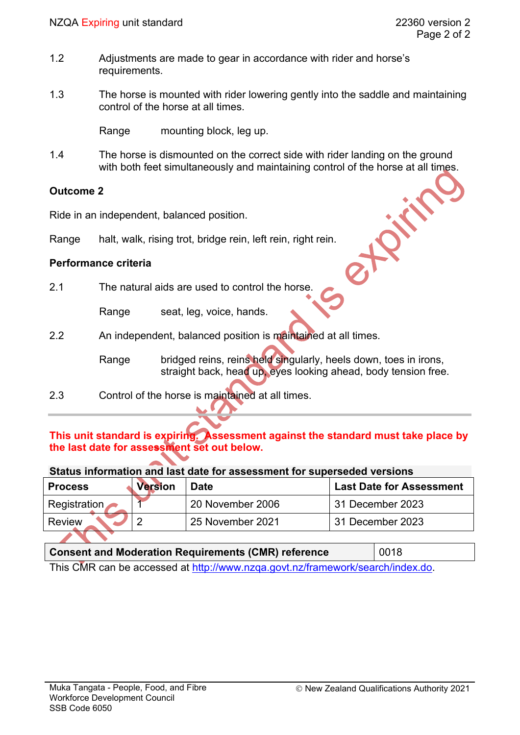1.2 Adjustments are made to gear in accordance with rider and horse's requirements.

1.3 The horse is mounted with rider lowering gently into the saddle and maintaining control of the horse at all times.

Range mounting block, leg up.

1.4 The horse is dismounted on the correct side with rider landing on the ground with both feet simultaneously and maintaining control of the horse at all times.

**Outcome 2**

Ride in an independent, balanced position.

Range halt, walk, rising trot, bridge rein, left rein, right rein.

**Performance criteria**

2.1 The natural aids are used to control the horse.

Range seat, leg, voice, hands.

2.2 An independent, balanced position is maintained at all times.

Range bridged reins, reins held singularly, heels down, toes in irons, straight back, head up, eyes looking ahead, body tension free.

2.3 Control of the horse is maintained at all times.

---

**This unit standard is expiring. Assessment against the standard must take place by the last date for assessment set out below.**

**Status information and last date for assessment for superseded versions**

| Process | Version | Date | Last Date for Assessment |
|---|---|---|---|
| Registration | 1 | 20 November 2006 | 31 December 2023 |
| Review | 2 | 25 November 2021 | 31 December 2023 |

| Consent and Moderation Requirements (CMR) reference | 0018 |
|---|---|

This CMR can be accessed at http://www.nzqa.govt.nz/framework/search/index.do.

Muka Tangata - People, Food, and Fibre Workforce Development Council
SSB Code 6050

© New Zealand Qualifications Authority 2021